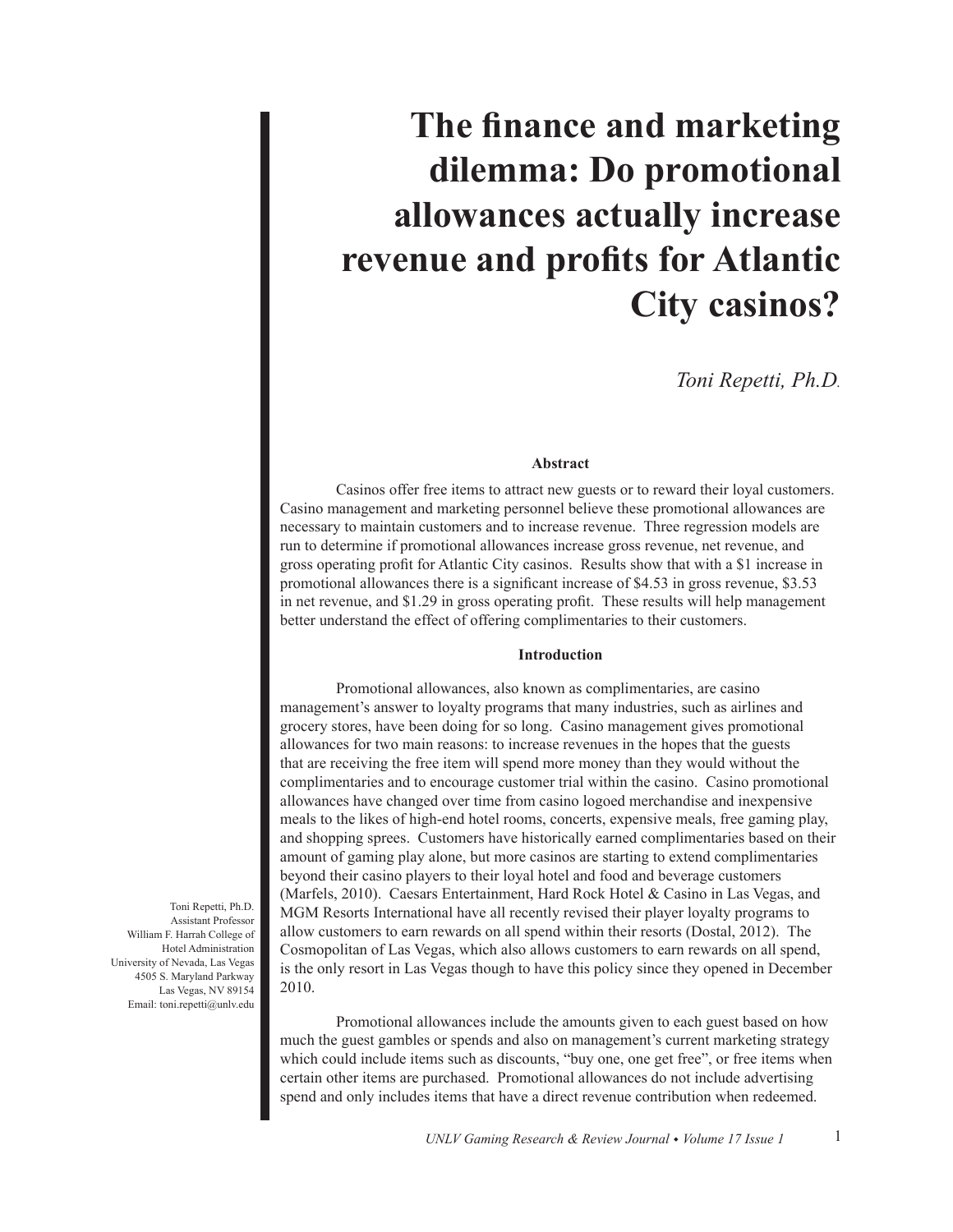# The finance and marketing dilemma: Do promotional allowances actually increase revenue and profits for Atlantic City casinos?

*Toni Repetti, Ph.D.*

Toni Repetti, Ph.D.
Assistant Professor
William F. Harrah College of Hotel Administration
University of Nevada, Las Vegas
4505 S. Maryland Parkway
Las Vegas, NV 89154
Email: toni.repetti@unlv.edu

### Abstract

Casinos offer free items to attract new guests or to reward their loyal customers. Casino management and marketing personnel believe these promotional allowances are necessary to maintain customers and to increase revenue. Three regression models are run to determine if promotional allowances increase gross revenue, net revenue, and gross operating profit for Atlantic City casinos. Results show that with a $1 increase in promotional allowances there is a significant increase of $4.53 in gross revenue, $3.53 in net revenue, and $1.29 in gross operating profit. These results will help management better understand the effect of offering complimentaries to their customers.

### Introduction

Promotional allowances, also known as complimentaries, are casino management's answer to loyalty programs that many industries, such as airlines and grocery stores, have been doing for so long. Casino management gives promotional allowances for two main reasons: to increase revenues in the hopes that the guests that are receiving the free item will spend more money than they would without the complimentaries and to encourage customer trial within the casino. Casino promotional allowances have changed over time from casino logoed merchandise and inexpensive meals to the likes of high-end hotel rooms, concerts, expensive meals, free gaming play, and shopping sprees. Customers have historically earned complimentaries based on their amount of gaming play alone, but more casinos are starting to extend complimentaries beyond their casino players to their loyal hotel and food and beverage customers (Marfels, 2010). Caesars Entertainment, Hard Rock Hotel & Casino in Las Vegas, and MGM Resorts International have all recently revised their player loyalty programs to allow customers to earn rewards on all spend within their resorts (Dostal, 2012). The Cosmopolitan of Las Vegas, which also allows customers to earn rewards on all spend, is the only resort in Las Vegas though to have this policy since they opened in December 2010.

Promotional allowances include the amounts given to each guest based on how much the guest gambles or spends and also on management's current marketing strategy which could include items such as discounts, "buy one, one get free", or free items when certain other items are purchased. Promotional allowances do not include advertising spend and only includes items that have a direct revenue contribution when redeemed.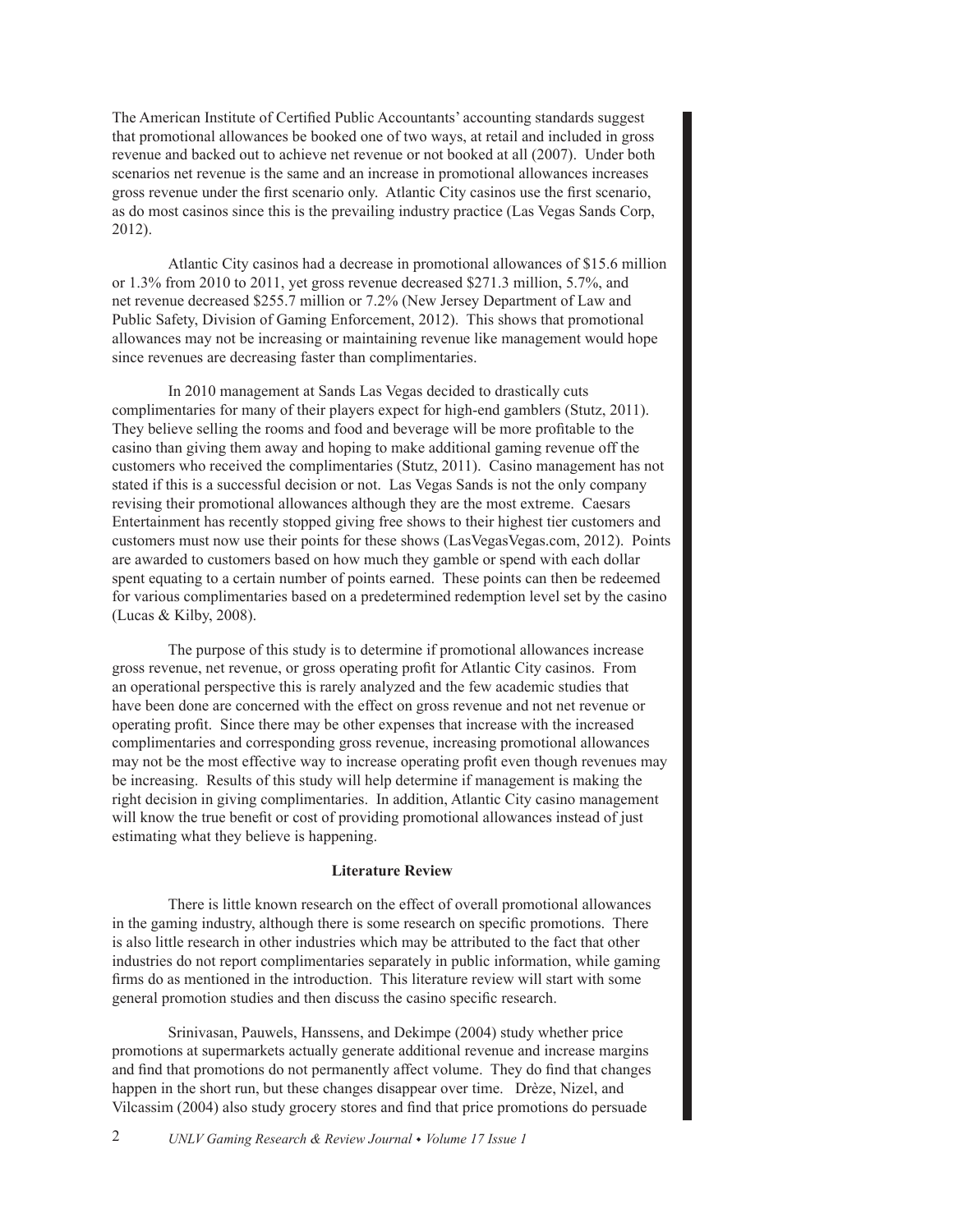The American Institute of Certified Public Accountants' accounting standards suggest that promotional allowances be booked one of two ways, at retail and included in gross revenue and backed out to achieve net revenue or not booked at all (2007). Under both scenarios net revenue is the same and an increase in promotional allowances increases gross revenue under the first scenario only. Atlantic City casinos use the first scenario, as do most casinos since this is the prevailing industry practice (Las Vegas Sands Corp, 2012).

Atlantic City casinos had a decrease in promotional allowances of $15.6 million or 1.3% from 2010 to 2011, yet gross revenue decreased $271.3 million, 5.7%, and net revenue decreased $255.7 million or 7.2% (New Jersey Department of Law and Public Safety, Division of Gaming Enforcement, 2012). This shows that promotional allowances may not be increasing or maintaining revenue like management would hope since revenues are decreasing faster than complimentaries.

In 2010 management at Sands Las Vegas decided to drastically cuts complimentaries for many of their players expect for high-end gamblers (Stutz, 2011). They believe selling the rooms and food and beverage will be more profitable to the casino than giving them away and hoping to make additional gaming revenue off the customers who received the complimentaries (Stutz, 2011). Casino management has not stated if this is a successful decision or not. Las Vegas Sands is not the only company revising their promotional allowances although they are the most extreme. Caesars Entertainment has recently stopped giving free shows to their highest tier customers and customers must now use their points for these shows (LasVegasVegas.com, 2012). Points are awarded to customers based on how much they gamble or spend with each dollar spent equating to a certain number of points earned. These points can then be redeemed for various complimentaries based on a predetermined redemption level set by the casino (Lucas & Kilby, 2008).

The purpose of this study is to determine if promotional allowances increase gross revenue, net revenue, or gross operating profit for Atlantic City casinos. From an operational perspective this is rarely analyzed and the few academic studies that have been done are concerned with the effect on gross revenue and not net revenue or operating profit. Since there may be other expenses that increase with the increased complimentaries and corresponding gross revenue, increasing promotional allowances may not be the most effective way to increase operating profit even though revenues may be increasing. Results of this study will help determine if management is making the right decision in giving complimentaries. In addition, Atlantic City casino management will know the true benefit or cost of providing promotional allowances instead of just estimating what they believe is happening.

## Literature Review

There is little known research on the effect of overall promotional allowances in the gaming industry, although there is some research on specific promotions. There is also little research in other industries which may be attributed to the fact that other industries do not report complimentaries separately in public information, while gaming firms do as mentioned in the introduction. This literature review will start with some general promotion studies and then discuss the casino specific research.

Srinivasan, Pauwels, Hanssens, and Dekimpe (2004) study whether price promotions at supermarkets actually generate additional revenue and increase margins and find that promotions do not permanently affect volume. They do find that changes happen in the short run, but these changes disappear over time. Drèze, Nizel, and Vilcassim (2004) also study grocery stores and find that price promotions do persuade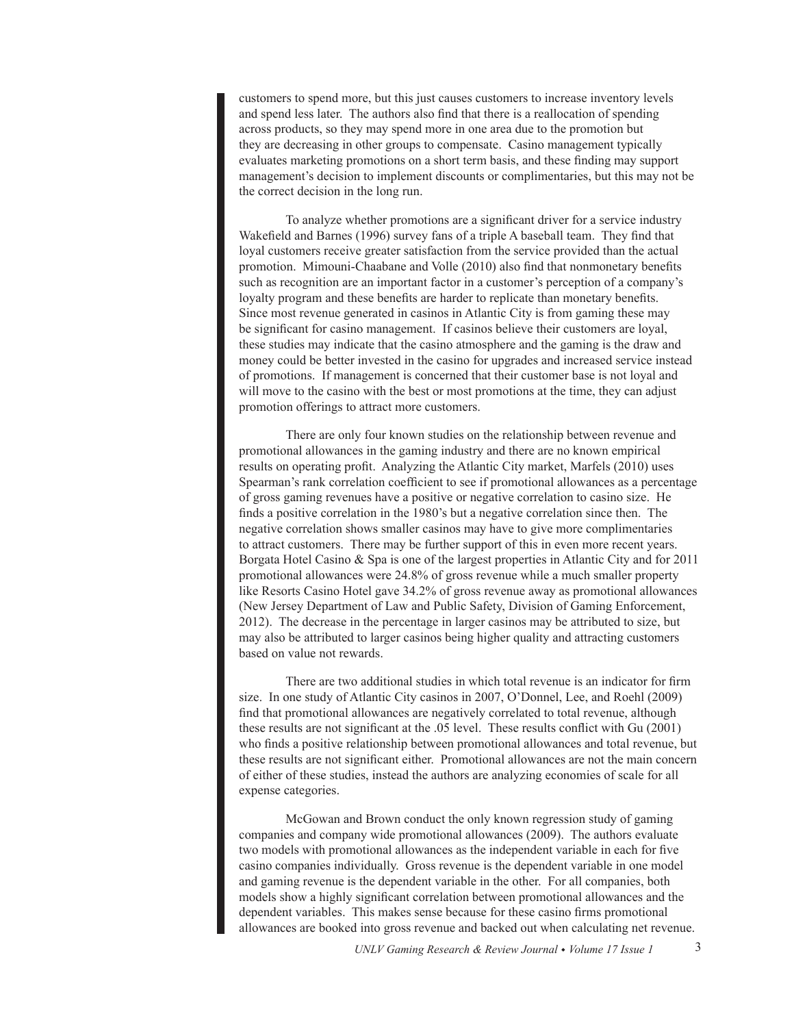customers to spend more, but this just causes customers to increase inventory levels and spend less later. The authors also find that there is a reallocation of spending across products, so they may spend more in one area due to the promotion but they are decreasing in other groups to compensate. Casino management typically evaluates marketing promotions on a short term basis, and these finding may support management's decision to implement discounts or complimentaries, but this may not be the correct decision in the long run.

To analyze whether promotions are a significant driver for a service industry Wakefield and Barnes (1996) survey fans of a triple A baseball team. They find that loyal customers receive greater satisfaction from the service provided than the actual promotion. Mimouni-Chaabane and Volle (2010) also find that nonmonetary benefits such as recognition are an important factor in a customer's perception of a company's loyalty program and these benefits are harder to replicate than monetary benefits. Since most revenue generated in casinos in Atlantic City is from gaming these may be significant for casino management. If casinos believe their customers are loyal, these studies may indicate that the casino atmosphere and the gaming is the draw and money could be better invested in the casino for upgrades and increased service instead of promotions. If management is concerned that their customer base is not loyal and will move to the casino with the best or most promotions at the time, they can adjust promotion offerings to attract more customers.

There are only four known studies on the relationship between revenue and promotional allowances in the gaming industry and there are no known empirical results on operating profit. Analyzing the Atlantic City market, Marfels (2010) uses Spearman's rank correlation coefficient to see if promotional allowances as a percentage of gross gaming revenues have a positive or negative correlation to casino size. He finds a positive correlation in the 1980's but a negative correlation since then. The negative correlation shows smaller casinos may have to give more complimentaries to attract customers. There may be further support of this in even more recent years. Borgata Hotel Casino & Spa is one of the largest properties in Atlantic City and for 2011 promotional allowances were 24.8% of gross revenue while a much smaller property like Resorts Casino Hotel gave 34.2% of gross revenue away as promotional allowances (New Jersey Department of Law and Public Safety, Division of Gaming Enforcement, 2012). The decrease in the percentage in larger casinos may be attributed to size, but may also be attributed to larger casinos being higher quality and attracting customers based on value not rewards.

There are two additional studies in which total revenue is an indicator for firm size. In one study of Atlantic City casinos in 2007, O'Donnel, Lee, and Roehl (2009) find that promotional allowances are negatively correlated to total revenue, although these results are not significant at the .05 level. These results conflict with Gu (2001) who finds a positive relationship between promotional allowances and total revenue, but these results are not significant either. Promotional allowances are not the main concern of either of these studies, instead the authors are analyzing economies of scale for all expense categories.

McGowan and Brown conduct the only known regression study of gaming companies and company wide promotional allowances (2009). The authors evaluate two models with promotional allowances as the independent variable in each for five casino companies individually. Gross revenue is the dependent variable in one model and gaming revenue is the dependent variable in the other. For all companies, both models show a highly significant correlation between promotional allowances and the dependent variables. This makes sense because for these casino firms promotional allowances are booked into gross revenue and backed out when calculating net revenue.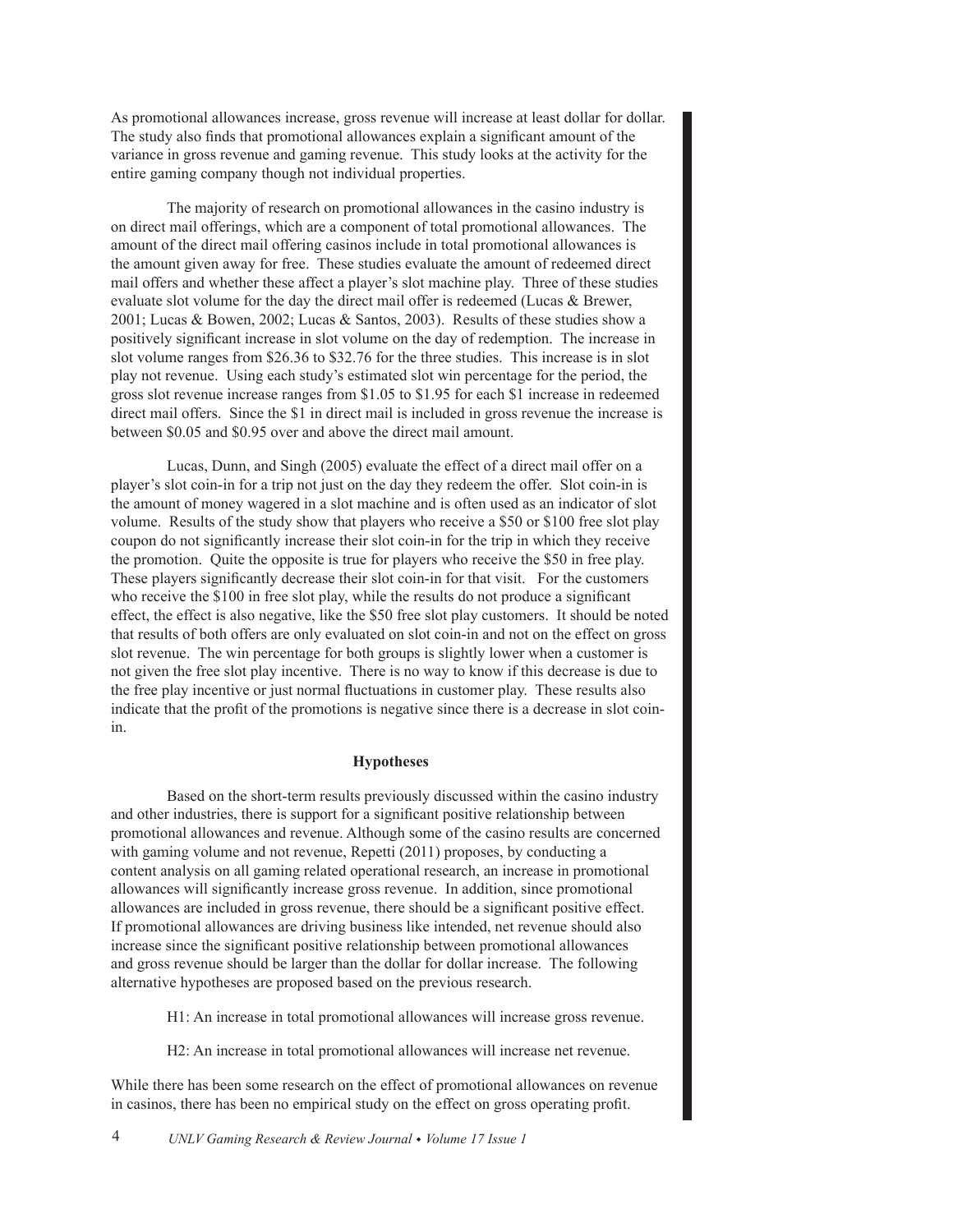As promotional allowances increase, gross revenue will increase at least dollar for dollar. The study also finds that promotional allowances explain a significant amount of the variance in gross revenue and gaming revenue. This study looks at the activity for the entire gaming company though not individual properties.

The majority of research on promotional allowances in the casino industry is on direct mail offerings, which are a component of total promotional allowances. The amount of the direct mail offering casinos include in total promotional allowances is the amount given away for free. These studies evaluate the amount of redeemed direct mail offers and whether these affect a player's slot machine play. Three of these studies evaluate slot volume for the day the direct mail offer is redeemed (Lucas & Brewer, 2001; Lucas & Bowen, 2002; Lucas & Santos, 2003). Results of these studies show a positively significant increase in slot volume on the day of redemption. The increase in slot volume ranges from \$26.36 to \$32.76 for the three studies. This increase is in slot play not revenue. Using each study's estimated slot win percentage for the period, the gross slot revenue increase ranges from \$1.05 to \$1.95 for each \$1 increase in redeemed direct mail offers. Since the \$1 in direct mail is included in gross revenue the increase is between \$0.05 and \$0.95 over and above the direct mail amount.

Lucas, Dunn, and Singh (2005) evaluate the effect of a direct mail offer on a player's slot coin-in for a trip not just on the day they redeem the offer. Slot coin-in is the amount of money wagered in a slot machine and is often used as an indicator of slot volume. Results of the study show that players who receive a \$50 or \$100 free slot play coupon do not significantly increase their slot coin-in for the trip in which they receive the promotion. Quite the opposite is true for players who receive the \$50 in free play. These players significantly decrease their slot coin-in for that visit. For the customers who receive the \$100 in free slot play, while the results do not produce a significant effect, the effect is also negative, like the \$50 free slot play customers. It should be noted that results of both offers are only evaluated on slot coin-in and not on the effect on gross slot revenue. The win percentage for both groups is slightly lower when a customer is not given the free slot play incentive. There is no way to know if this decrease is due to the free play incentive or just normal fluctuations in customer play. These results also indicate that the profit of the promotions is negative since there is a decrease in slot coin-in.

## Hypotheses

Based on the short-term results previously discussed within the casino industry and other industries, there is support for a significant positive relationship between promotional allowances and revenue. Although some of the casino results are concerned with gaming volume and not revenue, Repetti (2011) proposes, by conducting a content analysis on all gaming related operational research, an increase in promotional allowances will significantly increase gross revenue. In addition, since promotional allowances are included in gross revenue, there should be a significant positive effect. If promotional allowances are driving business like intended, net revenue should also increase since the significant positive relationship between promotional allowances and gross revenue should be larger than the dollar for dollar increase. The following alternative hypotheses are proposed based on the previous research.

H1: An increase in total promotional allowances will increase gross revenue.

H2: An increase in total promotional allowances will increase net revenue.

While there has been some research on the effect of promotional allowances on revenue in casinos, there has been no empirical study on the effect on gross operating profit.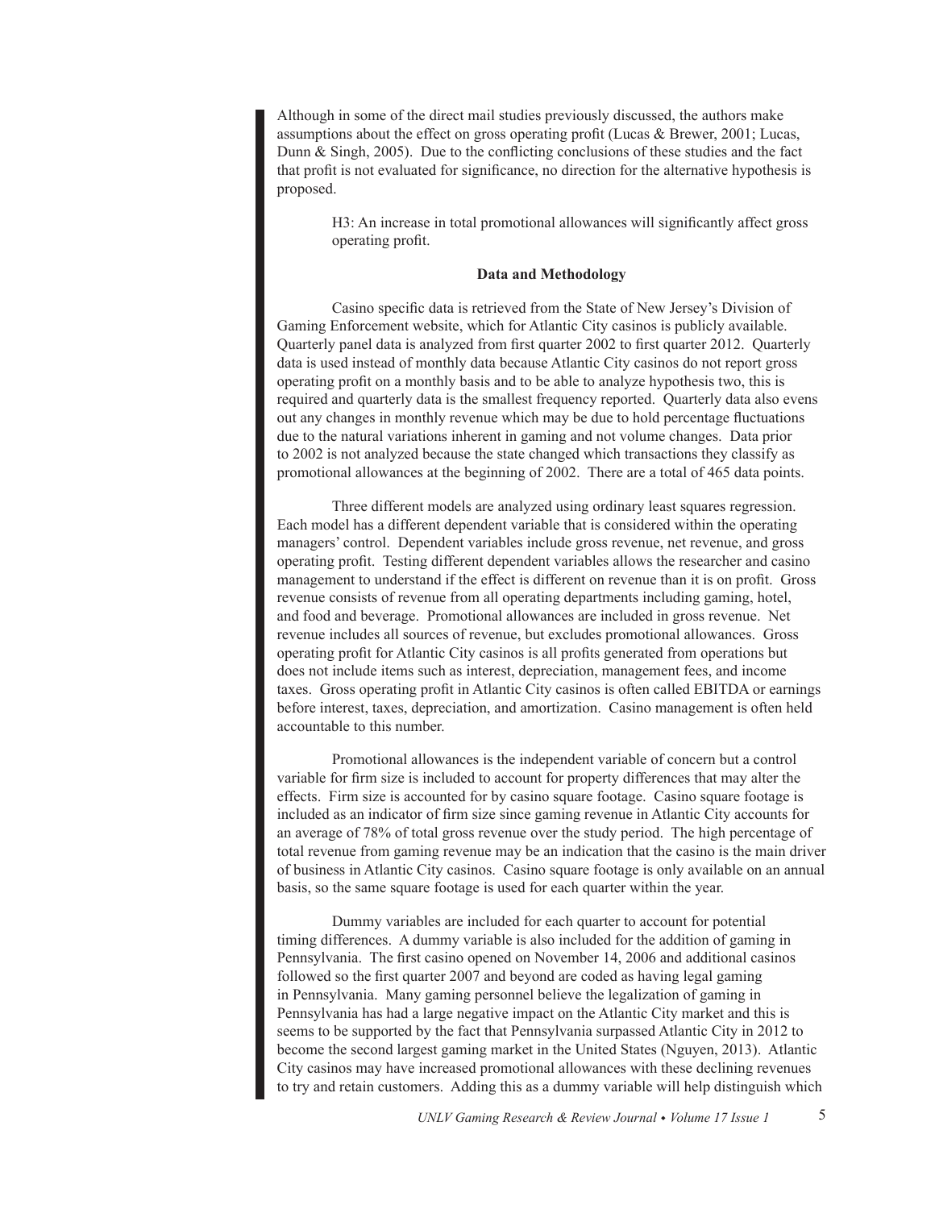Although in some of the direct mail studies previously discussed, the authors make assumptions about the effect on gross operating profit (Lucas & Brewer, 2001; Lucas, Dunn & Singh, 2005). Due to the conflicting conclusions of these studies and the fact that profit is not evaluated for significance, no direction for the alternative hypothesis is proposed.

> H3: An increase in total promotional allowances will significantly affect gross operating profit.

**Data and Methodology**

Casino specific data is retrieved from the State of New Jersey's Division of Gaming Enforcement website, which for Atlantic City casinos is publicly available. Quarterly panel data is analyzed from first quarter 2002 to first quarter 2012. Quarterly data is used instead of monthly data because Atlantic City casinos do not report gross operating profit on a monthly basis and to be able to analyze hypothesis two, this is required and quarterly data is the smallest frequency reported. Quarterly data also evens out any changes in monthly revenue which may be due to hold percentage fluctuations due to the natural variations inherent in gaming and not volume changes. Data prior to 2002 is not analyzed because the state changed which transactions they classify as promotional allowances at the beginning of 2002. There are a total of 465 data points.

Three different models are analyzed using ordinary least squares regression. Each model has a different dependent variable that is considered within the operating managers' control. Dependent variables include gross revenue, net revenue, and gross operating profit. Testing different dependent variables allows the researcher and casino management to understand if the effect is different on revenue than it is on profit. Gross revenue consists of revenue from all operating departments including gaming, hotel, and food and beverage. Promotional allowances are included in gross revenue. Net revenue includes all sources of revenue, but excludes promotional allowances. Gross operating profit for Atlantic City casinos is all profits generated from operations but does not include items such as interest, depreciation, management fees, and income taxes. Gross operating profit in Atlantic City casinos is often called EBITDA or earnings before interest, taxes, depreciation, and amortization. Casino management is often held accountable to this number.

Promotional allowances is the independent variable of concern but a control variable for firm size is included to account for property differences that may alter the effects. Firm size is accounted for by casino square footage. Casino square footage is included as an indicator of firm size since gaming revenue in Atlantic City accounts for an average of 78% of total gross revenue over the study period. The high percentage of total revenue from gaming revenue may be an indication that the casino is the main driver of business in Atlantic City casinos. Casino square footage is only available on an annual basis, so the same square footage is used for each quarter within the year.

Dummy variables are included for each quarter to account for potential timing differences. A dummy variable is also included for the addition of gaming in Pennsylvania. The first casino opened on November 14, 2006 and additional casinos followed so the first quarter 2007 and beyond are coded as having legal gaming in Pennsylvania. Many gaming personnel believe the legalization of gaming in Pennsylvania has had a large negative impact on the Atlantic City market and this is seems to be supported by the fact that Pennsylvania surpassed Atlantic City in 2012 to become the second largest gaming market in the United States (Nguyen, 2013). Atlantic City casinos may have increased promotional allowances with these declining revenues to try and retain customers. Adding this as a dummy variable will help distinguish which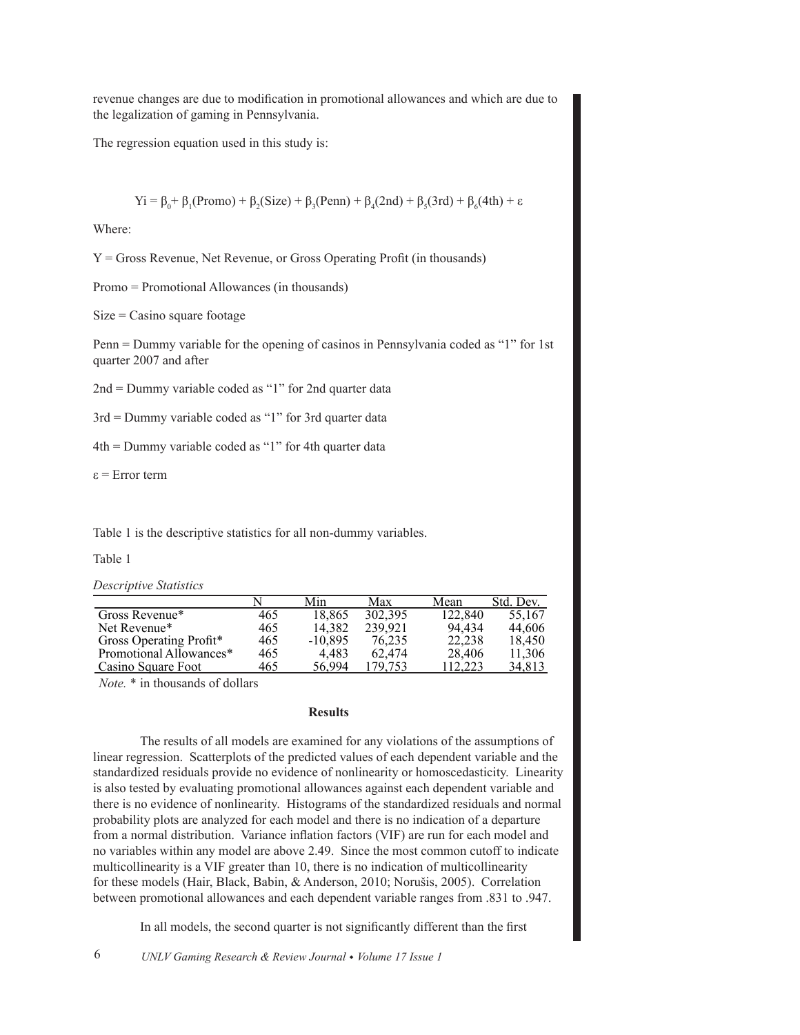revenue changes are due to modification in promotional allowances and which are due to the legalization of gaming in Pennsylvania.

The regression equation used in this study is:

$$Yi = \beta_0 + \beta_1(\text{Promo}) + \beta_2(\text{Size}) + \beta_3(\text{Penn}) + \beta_4(\text{2nd}) + \beta_5(\text{3rd}) + \beta_6(\text{4th}) + \varepsilon$$

Where:

Y = Gross Revenue, Net Revenue, or Gross Operating Profit (in thousands)

Promo = Promotional Allowances (in thousands)

Size = Casino square footage

Penn = Dummy variable for the opening of casinos in Pennsylvania coded as "1" for 1st quarter 2007 and after

2nd = Dummy variable coded as "1" for 2nd quarter data

3rd = Dummy variable coded as "1" for 3rd quarter data

4th = Dummy variable coded as "1" for 4th quarter data

$\varepsilon$ = Error term

Table 1 is the descriptive statistics for all non-dummy variables.

Table 1

*Descriptive Statistics*

| | N | Min | Max | Mean | Std. Dev. |
|---|---|---|---|---|---|
| Gross Revenue* | 465 | 18,865 | 302,395 | 122,840 | 55,167 |
| Net Revenue* | 465 | 14,382 | 239,921 | 94,434 | 44,606 |
| Gross Operating Profit* | 465 | -10,895 | 76,235 | 22,238 | 18,450 |
| Promotional Allowances* | 465 | 4,483 | 62,474 | 28,406 | 11,306 |
| Casino Square Foot | 465 | 56,994 | 179,753 | 112,223 | 34,813 |

*Note.* * in thousands of dollars

**Results**

The results of all models are examined for any violations of the assumptions of linear regression. Scatterplots of the predicted values of each dependent variable and the standardized residuals provide no evidence of nonlinearity or homoscedasticity. Linearity is also tested by evaluating promotional allowances against each dependent variable and there is no evidence of nonlinearity. Histograms of the standardized residuals and normal probability plots are analyzed for each model and there is no indication of a departure from a normal distribution. Variance inflation factors (VIF) are run for each model and no variables within any model are above 2.49. Since the most common cutoff to indicate multicollinearity is a VIF greater than 10, there is no indication of multicollinearity for these models (Hair, Black, Babin, & Anderson, 2010; Norušis, 2005). Correlation between promotional allowances and each dependent variable ranges from .831 to .947.

In all models, the second quarter is not significantly different than the first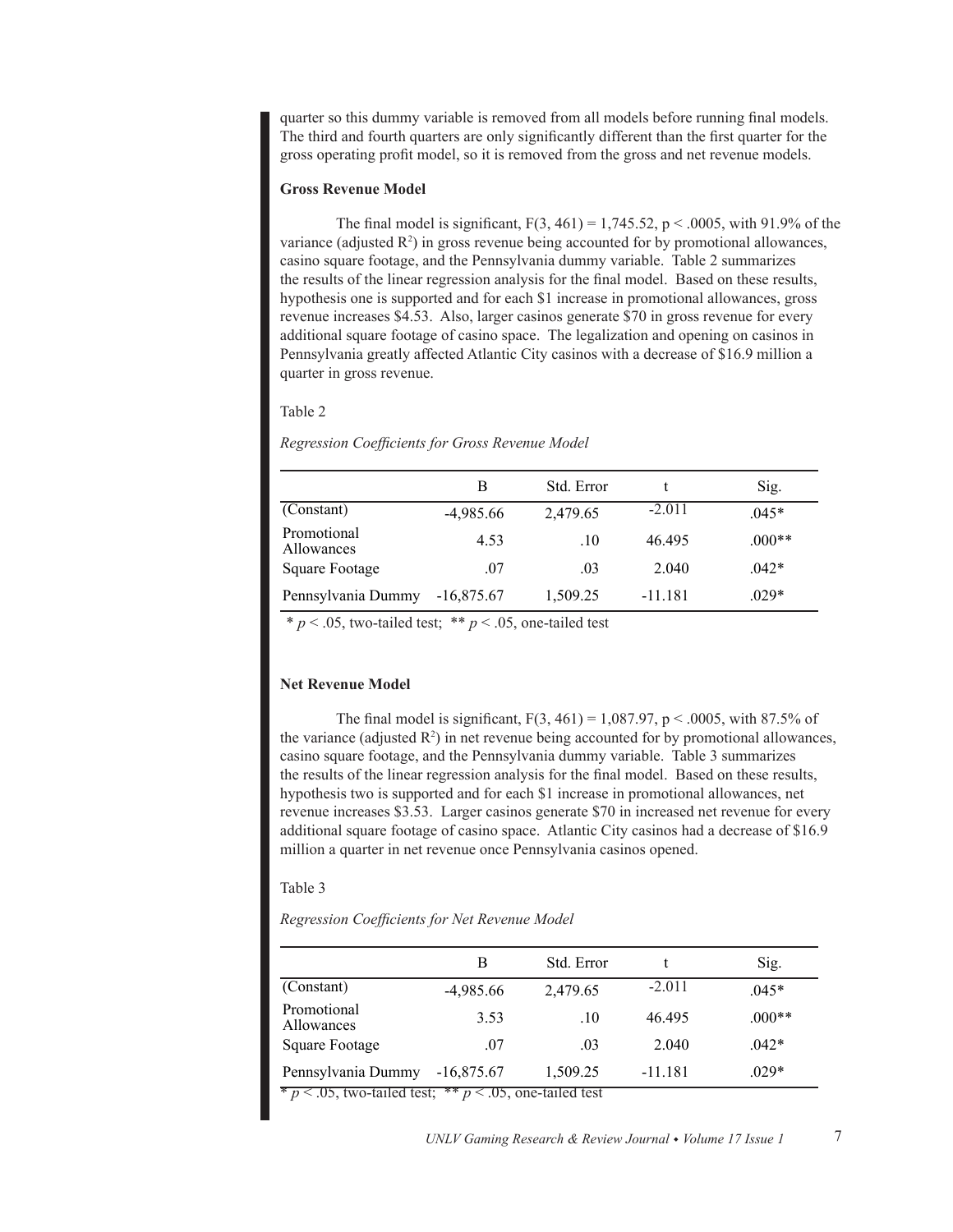quarter so this dummy variable is removed from all models before running final models. The third and fourth quarters are only significantly different than the first quarter for the gross operating profit model, so it is removed from the gross and net revenue models.

**Gross Revenue Model**

The final model is significant, $F(3, 461) = 1{,}745.52$, $p < .0005$, with 91.9% of the variance (adjusted $R^2$) in gross revenue being accounted for by promotional allowances, casino square footage, and the Pennsylvania dummy variable. Table 2 summarizes the results of the linear regression analysis for the final model. Based on these results, hypothesis one is supported and for each $1 increase in promotional allowances, gross revenue increases $4.53. Also, larger casinos generate $70 in gross revenue for every additional square footage of casino space. The legalization and opening on casinos in Pennsylvania greatly affected Atlantic City casinos with a decrease of $16.9 million a quarter in gross revenue.

Table 2

*Regression Coefficients for Gross Revenue Model*

| | B | Std. Error | t | Sig. |
|---|---|---|---|---|
| (Constant) | -4,985.66 | 2,479.65 | -2.011 | .045* |
| Promotional Allowances | 4.53 | .10 | 46.495 | .000** |
| Square Footage | .07 | .03 | 2.040 | .042* |
| Pennsylvania Dummy | -16,875.67 | 1,509.25 | -11.181 | .029* |

\* $p < .05$, two-tailed test; \*\* $p < .05$, one-tailed test

**Net Revenue Model**

The final model is significant, $F(3, 461) = 1{,}087.97$, $p < .0005$, with 87.5% of the variance (adjusted $R^2$) in net revenue being accounted for by promotional allowances, casino square footage, and the Pennsylvania dummy variable. Table 3 summarizes the results of the linear regression analysis for the final model. Based on these results, hypothesis two is supported and for each $1 increase in promotional allowances, net revenue increases $3.53. Larger casinos generate $70 in increased net revenue for every additional square footage of casino space. Atlantic City casinos had a decrease of $16.9 million a quarter in net revenue once Pennsylvania casinos opened.

Table 3

*Regression Coefficients for Net Revenue Model*

| | B | Std. Error | t | Sig. |
|---|---|---|---|---|
| (Constant) | -4,985.66 | 2,479.65 | -2.011 | .045* |
| Promotional Allowances | 3.53 | .10 | 46.495 | .000** |
| Square Footage | .07 | .03 | 2.040 | .042* |
| Pennsylvania Dummy | -16,875.67 | 1,509.25 | -11.181 | .029* |

\* $p < .05$, two-tailed test; \*\* $p < .05$, one-tailed test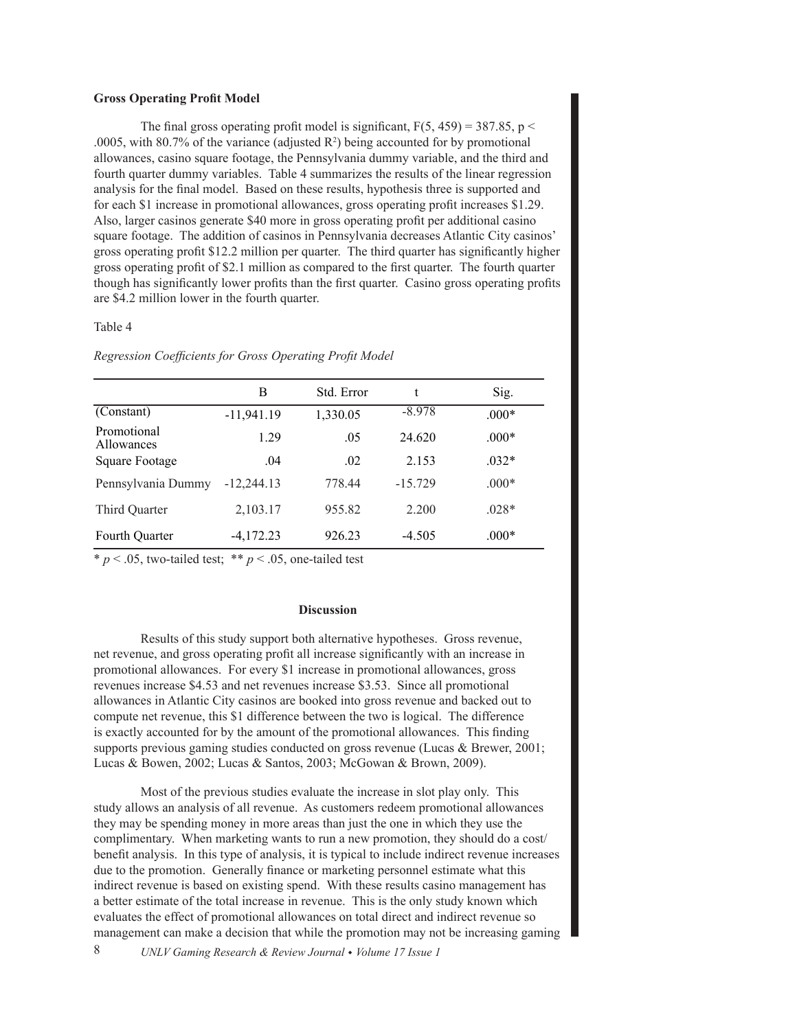**Gross Operating Profit Model**

The final gross operating profit model is significant, $F(5, 459) = 387.85$, $p < .0005$, with 80.7% of the variance (adjusted $R^2$) being accounted for by promotional allowances, casino square footage, the Pennsylvania dummy variable, and the third and fourth quarter dummy variables. Table 4 summarizes the results of the linear regression analysis for the final model. Based on these results, hypothesis three is supported and for each $1 increase in promotional allowances, gross operating profit increases $1.29. Also, larger casinos generate $40 more in gross operating profit per additional casino square footage. The addition of casinos in Pennsylvania decreases Atlantic City casinos' gross operating profit $12.2 million per quarter. The third quarter has significantly higher gross operating profit of $2.1 million as compared to the first quarter. The fourth quarter though has significantly lower profits than the first quarter. Casino gross operating profits are $4.2 million lower in the fourth quarter.

Table 4

*Regression Coefficients for Gross Operating Profit Model*

| | B | Std. Error | t | Sig. |
|---|---|---|---|---|
| (Constant) | -11,941.19 | 1,330.05 | -8.978 | .000* |
| Promotional Allowances | 1.29 | .05 | 24.620 | .000* |
| Square Footage | .04 | .02 | 2.153 | .032* |
| Pennsylvania Dummy | -12,244.13 | 778.44 | -15.729 | .000* |
| Third Quarter | 2,103.17 | 955.82 | 2.200 | .028* |
| Fourth Quarter | -4,172.23 | 926.23 | -4.505 | .000* |

\* $p < .05$, two-tailed test; \*\* $p < .05$, one-tailed test

## Discussion

Results of this study support both alternative hypotheses. Gross revenue, net revenue, and gross operating profit all increase significantly with an increase in promotional allowances. For every $1 increase in promotional allowances, gross revenues increase $4.53 and net revenues increase $3.53. Since all promotional allowances in Atlantic City casinos are booked into gross revenue and backed out to compute net revenue, this $1 difference between the two is logical. The difference is exactly accounted for by the amount of the promotional allowances. This finding supports previous gaming studies conducted on gross revenue (Lucas & Brewer, 2001; Lucas & Bowen, 2002; Lucas & Santos, 2003; McGowan & Brown, 2009).

Most of the previous studies evaluate the increase in slot play only. This study allows an analysis of all revenue. As customers redeem promotional allowances they may be spending money in more areas than just the one in which they use the complimentary. When marketing wants to run a new promotion, they should do a cost/benefit analysis. In this type of analysis, it is typical to include indirect revenue increases due to the promotion. Generally finance or marketing personnel estimate what this indirect revenue is based on existing spend. With these results casino management has a better estimate of the total increase in revenue. This is the only study known which evaluates the effect of promotional allowances on total direct and indirect revenue so management can make a decision that while the promotion may not be increasing gaming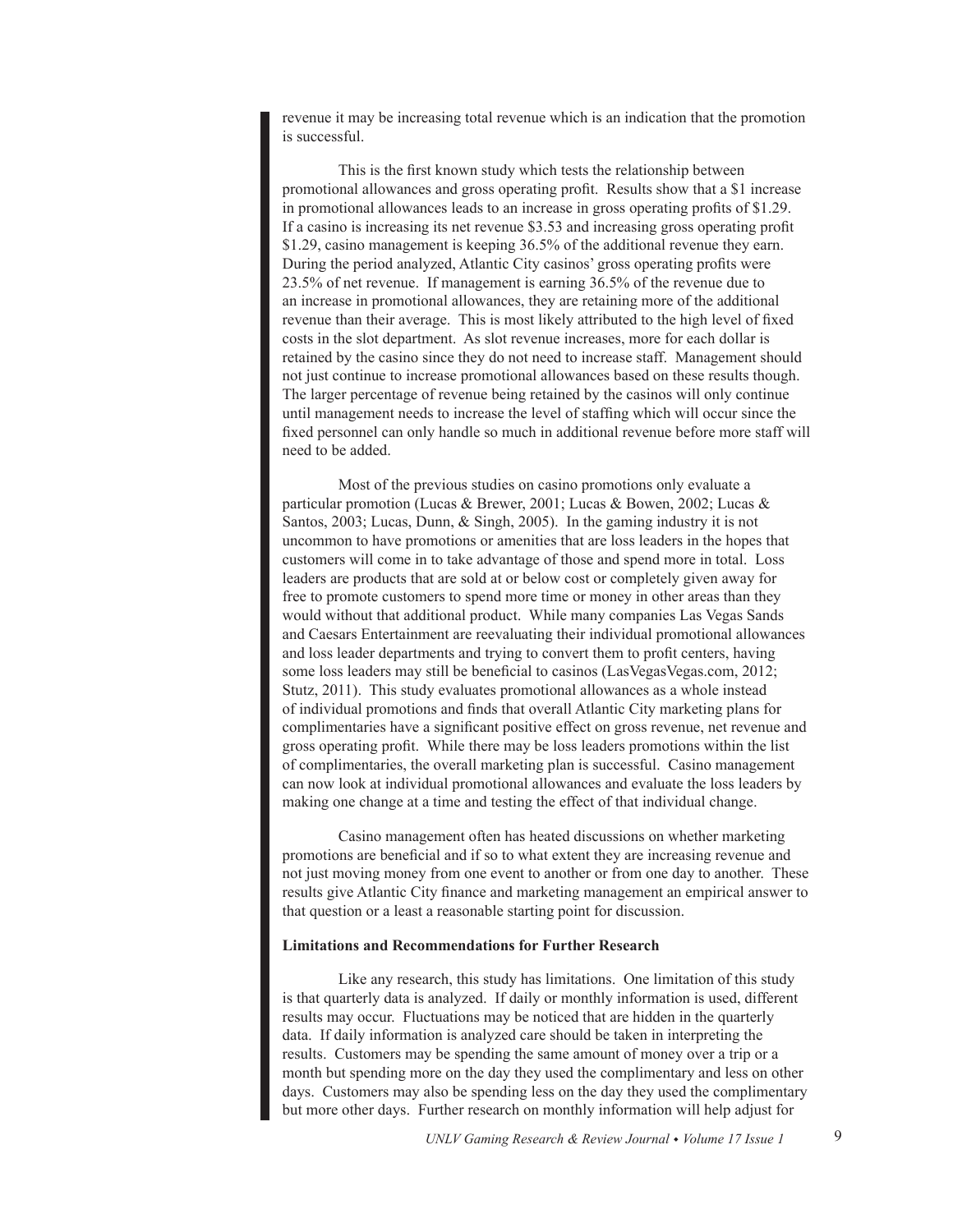revenue it may be increasing total revenue which is an indication that the promotion is successful.

This is the first known study which tests the relationship between promotional allowances and gross operating profit. Results show that a $1 increase in promotional allowances leads to an increase in gross operating profits of $1.29. If a casino is increasing its net revenue $3.53 and increasing gross operating profit $1.29, casino management is keeping 36.5% of the additional revenue they earn. During the period analyzed, Atlantic City casinos' gross operating profits were 23.5% of net revenue. If management is earning 36.5% of the revenue due to an increase in promotional allowances, they are retaining more of the additional revenue than their average. This is most likely attributed to the high level of fixed costs in the slot department. As slot revenue increases, more for each dollar is retained by the casino since they do not need to increase staff. Management should not just continue to increase promotional allowances based on these results though. The larger percentage of revenue being retained by the casinos will only continue until management needs to increase the level of staffing which will occur since the fixed personnel can only handle so much in additional revenue before more staff will need to be added.

Most of the previous studies on casino promotions only evaluate a particular promotion (Lucas & Brewer, 2001; Lucas & Bowen, 2002; Lucas & Santos, 2003; Lucas, Dunn, & Singh, 2005). In the gaming industry it is not uncommon to have promotions or amenities that are loss leaders in the hopes that customers will come in to take advantage of those and spend more in total. Loss leaders are products that are sold at or below cost or completely given away for free to promote customers to spend more time or money in other areas than they would without that additional product. While many companies Las Vegas Sands and Caesars Entertainment are reevaluating their individual promotional allowances and loss leader departments and trying to convert them to profit centers, having some loss leaders may still be beneficial to casinos (LasVegasVegas.com, 2012; Stutz, 2011). This study evaluates promotional allowances as a whole instead of individual promotions and finds that overall Atlantic City marketing plans for complimentaries have a significant positive effect on gross revenue, net revenue and gross operating profit. While there may be loss leaders promotions within the list of complimentaries, the overall marketing plan is successful. Casino management can now look at individual promotional allowances and evaluate the loss leaders by making one change at a time and testing the effect of that individual change.

Casino management often has heated discussions on whether marketing promotions are beneficial and if so to what extent they are increasing revenue and not just moving money from one event to another or from one day to another. These results give Atlantic City finance and marketing management an empirical answer to that question or a least a reasonable starting point for discussion.

### Limitations and Recommendations for Further Research

Like any research, this study has limitations. One limitation of this study is that quarterly data is analyzed. If daily or monthly information is used, different results may occur. Fluctuations may be noticed that are hidden in the quarterly data. If daily information is analyzed care should be taken in interpreting the results. Customers may be spending the same amount of money over a trip or a month but spending more on the day they used the complimentary and less on other days. Customers may also be spending less on the day they used the complimentary but more other days. Further research on monthly information will help adjust for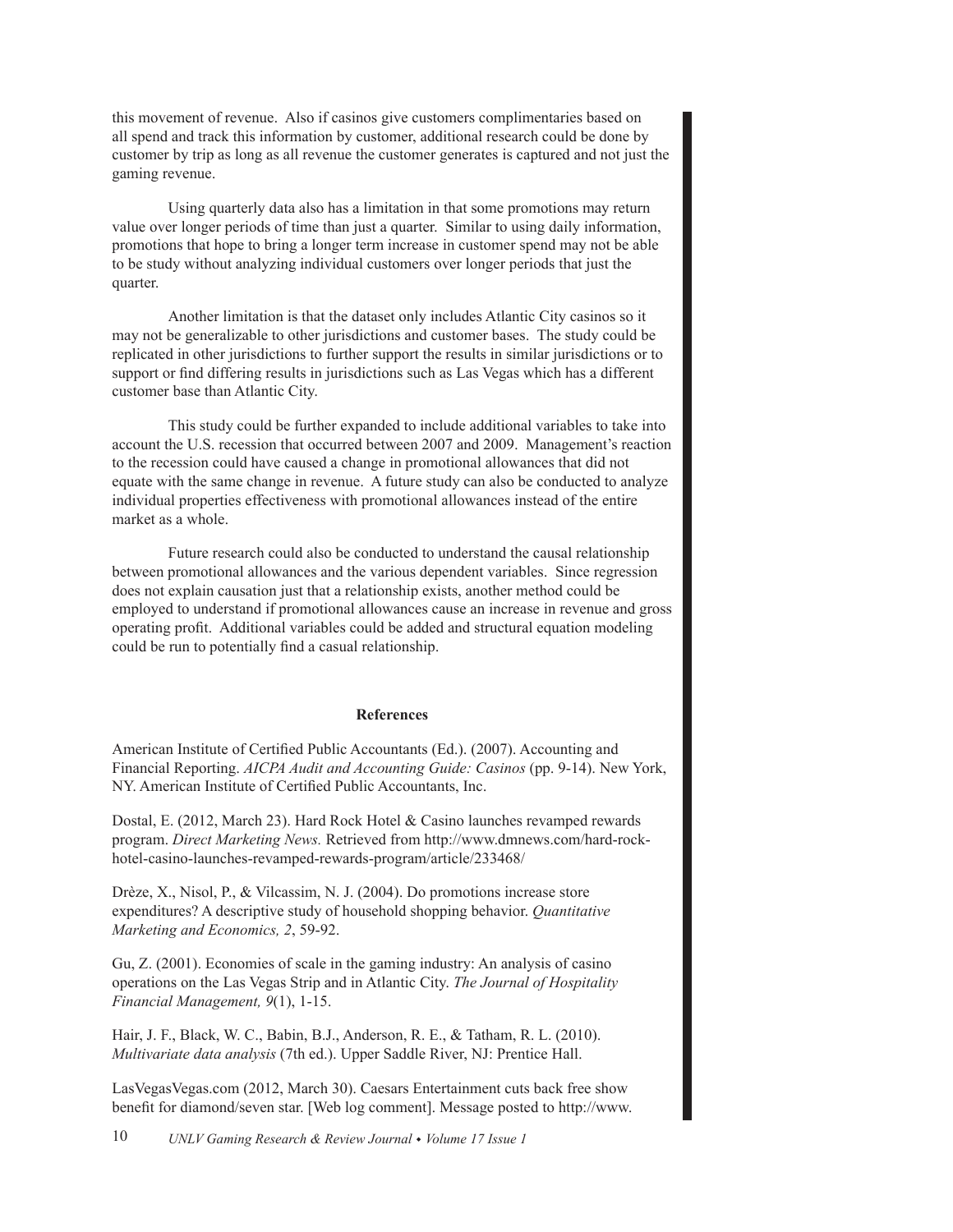this movement of revenue. Also if casinos give customers complimentaries based on all spend and track this information by customer, additional research could be done by customer by trip as long as all revenue the customer generates is captured and not just the gaming revenue.

Using quarterly data also has a limitation in that some promotions may return value over longer periods of time than just a quarter. Similar to using daily information, promotions that hope to bring a longer term increase in customer spend may not be able to be study without analyzing individual customers over longer periods that just the quarter.

Another limitation is that the dataset only includes Atlantic City casinos so it may not be generalizable to other jurisdictions and customer bases. The study could be replicated in other jurisdictions to further support the results in similar jurisdictions or to support or find differing results in jurisdictions such as Las Vegas which has a different customer base than Atlantic City.

This study could be further expanded to include additional variables to take into account the U.S. recession that occurred between 2007 and 2009. Management's reaction to the recession could have caused a change in promotional allowances that did not equate with the same change in revenue. A future study can also be conducted to analyze individual properties effectiveness with promotional allowances instead of the entire market as a whole.

Future research could also be conducted to understand the causal relationship between promotional allowances and the various dependent variables. Since regression does not explain causation just that a relationship exists, another method could be employed to understand if promotional allowances cause an increase in revenue and gross operating profit. Additional variables could be added and structural equation modeling could be run to potentially find a casual relationship.

## References

American Institute of Certified Public Accountants (Ed.). (2007). Accounting and Financial Reporting. *AICPA Audit and Accounting Guide: Casinos* (pp. 9-14). New York, NY. American Institute of Certified Public Accountants, Inc.

Dostal, E. (2012, March 23). Hard Rock Hotel & Casino launches revamped rewards program. *Direct Marketing News.* Retrieved from http://www.dmnews.com/hard-rock-hotel-casino-launches-revamped-rewards-program/article/233468/

Drèze, X., Nisol, P., & Vilcassim, N. J. (2004). Do promotions increase store expenditures? A descriptive study of household shopping behavior. *Quantitative Marketing and Economics, 2*, 59-92.

Gu, Z. (2001). Economies of scale in the gaming industry: An analysis of casino operations on the Las Vegas Strip and in Atlantic City. *The Journal of Hospitality Financial Management, 9*(1), 1-15.

Hair, J. F., Black, W. C., Babin, B.J., Anderson, R. E., & Tatham, R. L. (2010). *Multivariate data analysis* (7th ed.). Upper Saddle River, NJ: Prentice Hall.

LasVegasVegas.com (2012, March 30). Caesars Entertainment cuts back free show benefit for diamond/seven star. [Web log comment]. Message posted to http://www.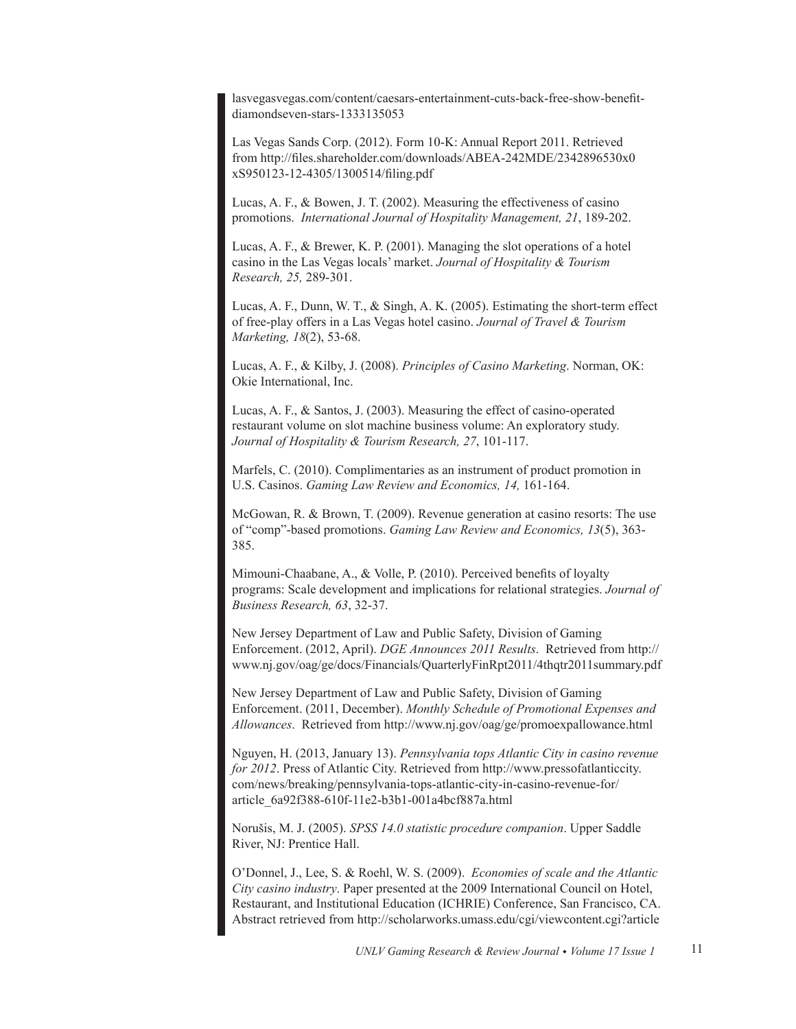lasvegasvegas.com/content/caesars-entertainment-cuts-back-free-show-benefit-diamondseven-stars-1333135053

Las Vegas Sands Corp. (2012). Form 10-K: Annual Report 2011. Retrieved from http://files.shareholder.com/downloads/ABEA-242MDE/2342896530x0xS950123-12-4305/1300514/filing.pdf

Lucas, A. F., & Bowen, J. T. (2002). Measuring the effectiveness of casino promotions. *International Journal of Hospitality Management, 21*, 189-202.

Lucas, A. F., & Brewer, K. P. (2001). Managing the slot operations of a hotel casino in the Las Vegas locals' market. *Journal of Hospitality & Tourism Research, 25,* 289-301.

Lucas, A. F., Dunn, W. T., & Singh, A. K. (2005). Estimating the short-term effect of free-play offers in a Las Vegas hotel casino. *Journal of Travel & Tourism Marketing, 18*(2), 53-68.

Lucas, A. F., & Kilby, J. (2008). *Principles of Casino Marketing*. Norman, OK: Okie International, Inc.

Lucas, A. F., & Santos, J. (2003). Measuring the effect of casino-operated restaurant volume on slot machine business volume: An exploratory study. *Journal of Hospitality & Tourism Research, 27*, 101-117.

Marfels, C. (2010). Complimentaries as an instrument of product promotion in U.S. Casinos. *Gaming Law Review and Economics, 14,* 161-164.

McGowan, R. & Brown, T. (2009). Revenue generation at casino resorts: The use of "comp"-based promotions. *Gaming Law Review and Economics, 13*(5), 363-385.

Mimouni-Chaabane, A., & Volle, P. (2010). Perceived benefits of loyalty programs: Scale development and implications for relational strategies. *Journal of Business Research, 63*, 32-37.

New Jersey Department of Law and Public Safety, Division of Gaming Enforcement. (2012, April). *DGE Announces 2011 Results*. Retrieved from http://www.nj.gov/oag/ge/docs/Financials/QuarterlyFinRpt2011/4thqtr2011summary.pdf

New Jersey Department of Law and Public Safety, Division of Gaming Enforcement. (2011, December). *Monthly Schedule of Promotional Expenses and Allowances*. Retrieved from http://www.nj.gov/oag/ge/promoexpallowance.html

Nguyen, H. (2013, January 13). *Pennsylvania tops Atlantic City in casino revenue for 2012*. Press of Atlantic City. Retrieved from http://www.pressofatlanticcity.com/news/breaking/pennsylvania-tops-atlantic-city-in-casino-revenue-for/article_6a92f388-610f-11e2-b3b1-001a4bcf887a.html

Norušis, M. J. (2005). *SPSS 14.0 statistic procedure companion*. Upper Saddle River, NJ: Prentice Hall.

O'Donnel, J., Lee, S. & Roehl, W. S. (2009). *Economies of scale and the Atlantic City casino industry*. Paper presented at the 2009 International Council on Hotel, Restaurant, and Institutional Education (ICHRIE) Conference, San Francisco, CA. Abstract retrieved from http://scholarworks.umass.edu/cgi/viewcontent.cgi?article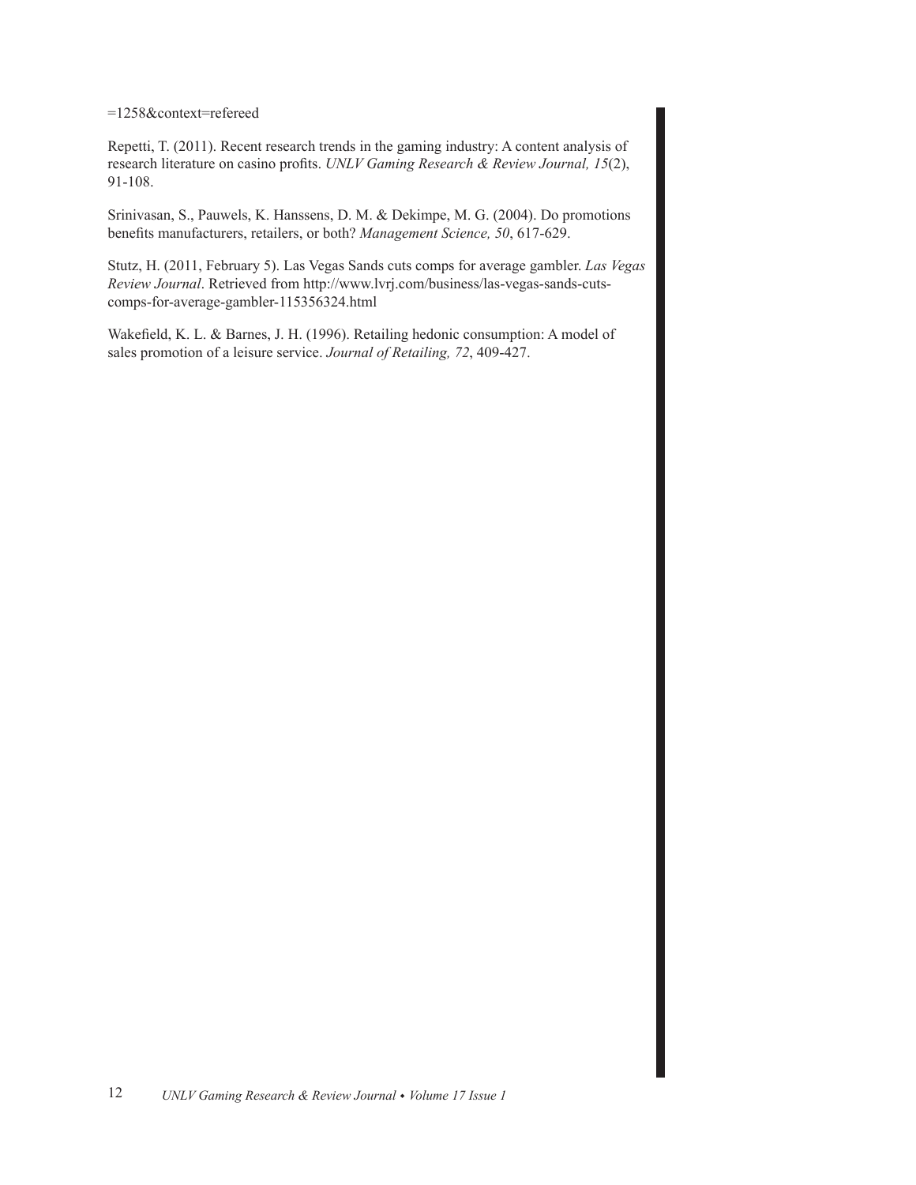=1258&context=refereed

Repetti, T. (2011). Recent research trends in the gaming industry: A content analysis of research literature on casino profits. *UNLV Gaming Research & Review Journal, 15*(2), 91-108.

Srinivasan, S., Pauwels, K. Hanssens, D. M. & Dekimpe, M. G. (2004). Do promotions benefits manufacturers, retailers, or both? *Management Science, 50*, 617-629.

Stutz, H. (2011, February 5). Las Vegas Sands cuts comps for average gambler. *Las Vegas Review Journal*. Retrieved from http://www.lvrj.com/business/las-vegas-sands-cuts-comps-for-average-gambler-115356324.html

Wakefield, K. L. & Barnes, J. H. (1996). Retailing hedonic consumption: A model of sales promotion of a leisure service. *Journal of Retailing, 72*, 409-427.